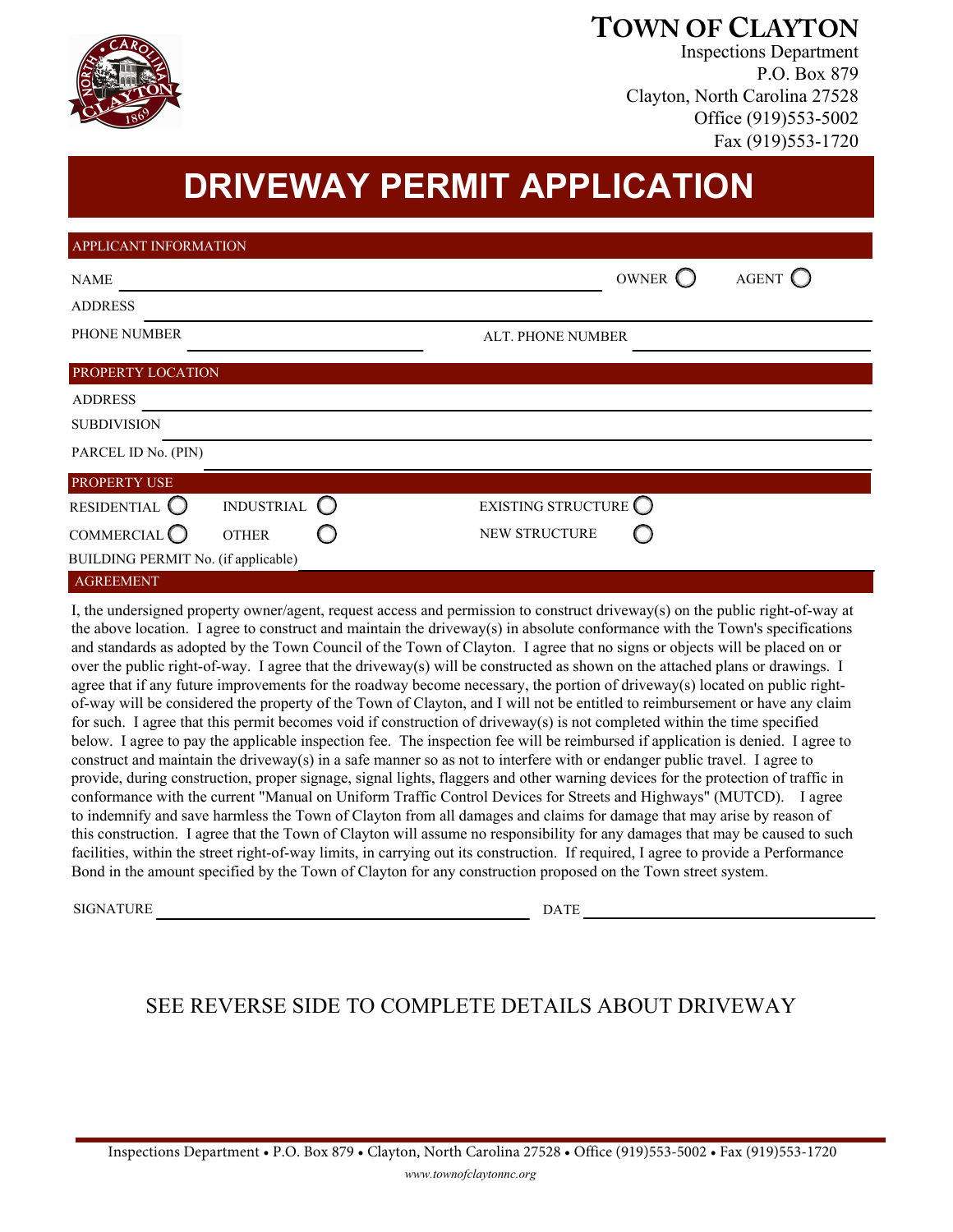# TOWN OF CLAYTON

Inspections Department
P.O. Box 879
Clayton, North Carolina 27528
Office (919)553-5002
Fax (919)553-1720

# DRIVEWAY PERMIT APPLICATION

## APPLICANT INFORMATION

NAME ______________________________ OWNER ○ AGENT ○

ADDRESS ______________________________

PHONE NUMBER ______________________________ ALT. PHONE NUMBER ______________________________

## PROPERTY LOCATION

ADDRESS ______________________________

SUBDIVISION ______________________________

PARCEL ID No. (PIN) ______________________________

## PROPERTY USE

RESIDENTIAL ○ INDUSTRIAL ○ EXISTING STRUCTURE ○

COMMERCIAL ○ OTHER ○ NEW STRUCTURE ○

BUILDING PERMIT No. (if applicable) ______________________________

## AGREEMENT

I, the undersigned property owner/agent, request access and permission to construct driveway(s) on the public right-of-way at the above location. I agree to construct and maintain the driveway(s) in absolute conformance with the Town's specifications and standards as adopted by the Town Council of the Town of Clayton. I agree that no signs or objects will be placed on or over the public right-of-way. I agree that the driveway(s) will be constructed as shown on the attached plans or drawings. I agree that if any future improvements for the roadway become necessary, the portion of driveway(s) located on public right-of-way will be considered the property of the Town of Clayton, and I will not be entitled to reimbursement or have any claim for such. I agree that this permit becomes void if construction of driveway(s) is not completed within the time specified below. I agree to pay the applicable inspection fee. The inspection fee will be reimbursed if application is denied. I agree to construct and maintain the driveway(s) in a safe manner so as not to interfere with or endanger public travel. I agree to provide, during construction, proper signage, signal lights, flaggers and other warning devices for the protection of traffic in conformance with the current "Manual on Uniform Traffic Control Devices for Streets and Highways" (MUTCD). I agree to indemnify and save harmless the Town of Clayton from all damages and claims for damage that may arise by reason of this construction. I agree that the Town of Clayton will assume no responsibility for any damages that may be caused to such facilities, within the street right-of-way limits, in carrying out its construction. If required, I agree to provide a Performance Bond in the amount specified by the Town of Clayton for any construction proposed on the Town street system.

SIGNATURE ______________________________ DATE ______________________________

SEE REVERSE SIDE TO COMPLETE DETAILS ABOUT DRIVEWAY

Inspections Department • P.O. Box 879 • Clayton, North Carolina 27528 • Office (919)553-5002 • Fax (919)553-1720

*www.townofclaytonnc.org*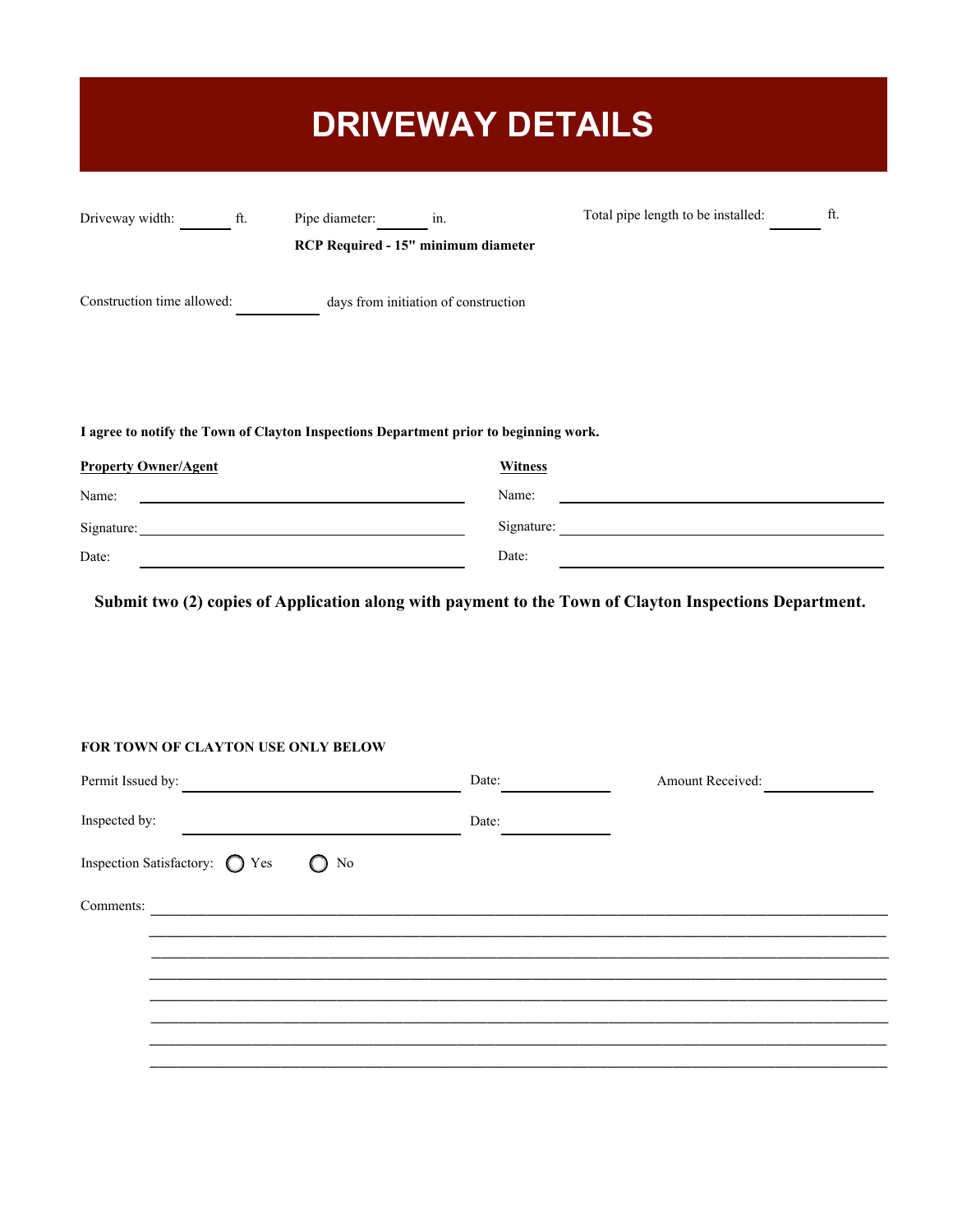# DRIVEWAY DETAILS

Driveway width: ______ ft.  Pipe diameter: ______ in.  Total pipe length to be installed: ______ ft.

**RCP Required - 15" minimum diameter**

Construction time allowed: ________ days from initiation of construction

**I agree to notify the Town of Clayton Inspections Department prior to beginning work.**

**Property Owner/Agent**

Name: ______________________________

Signature: ______________________________

Date: ______________________________

**Witness**

Name: ______________________________

Signature: ______________________________

Date: ______________________________

**Submit two (2) copies of Application along with payment to the Town of Clayton Inspections Department.**

**FOR TOWN OF CLAYTON USE ONLY BELOW**

Permit Issued by: ______________________________ Date: __________ Amount Received: __________

Inspected by: ______________________________ Date: __________

Inspection Satisfactory: ◯ Yes ◯ No

Comments: ____________________________________________________________________________
____________________________________________________________________________
____________________________________________________________________________
____________________________________________________________________________
____________________________________________________________________________
____________________________________________________________________________
____________________________________________________________________________
____________________________________________________________________________